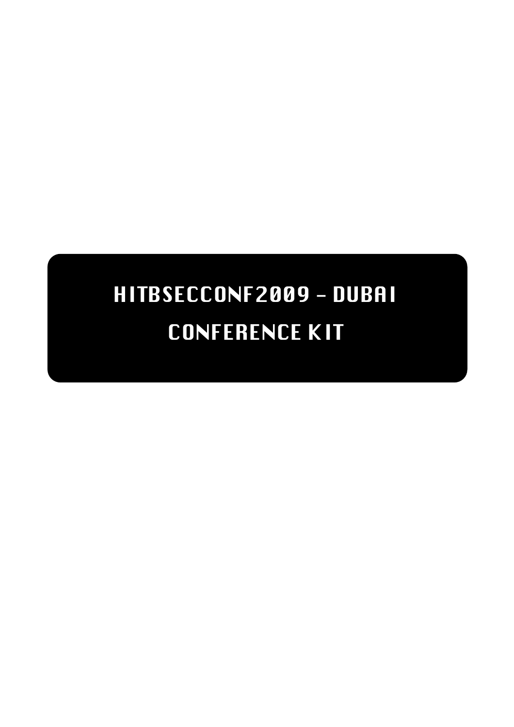# HITBSECCONF2009 – DUBAI

# CONFERENCE KIT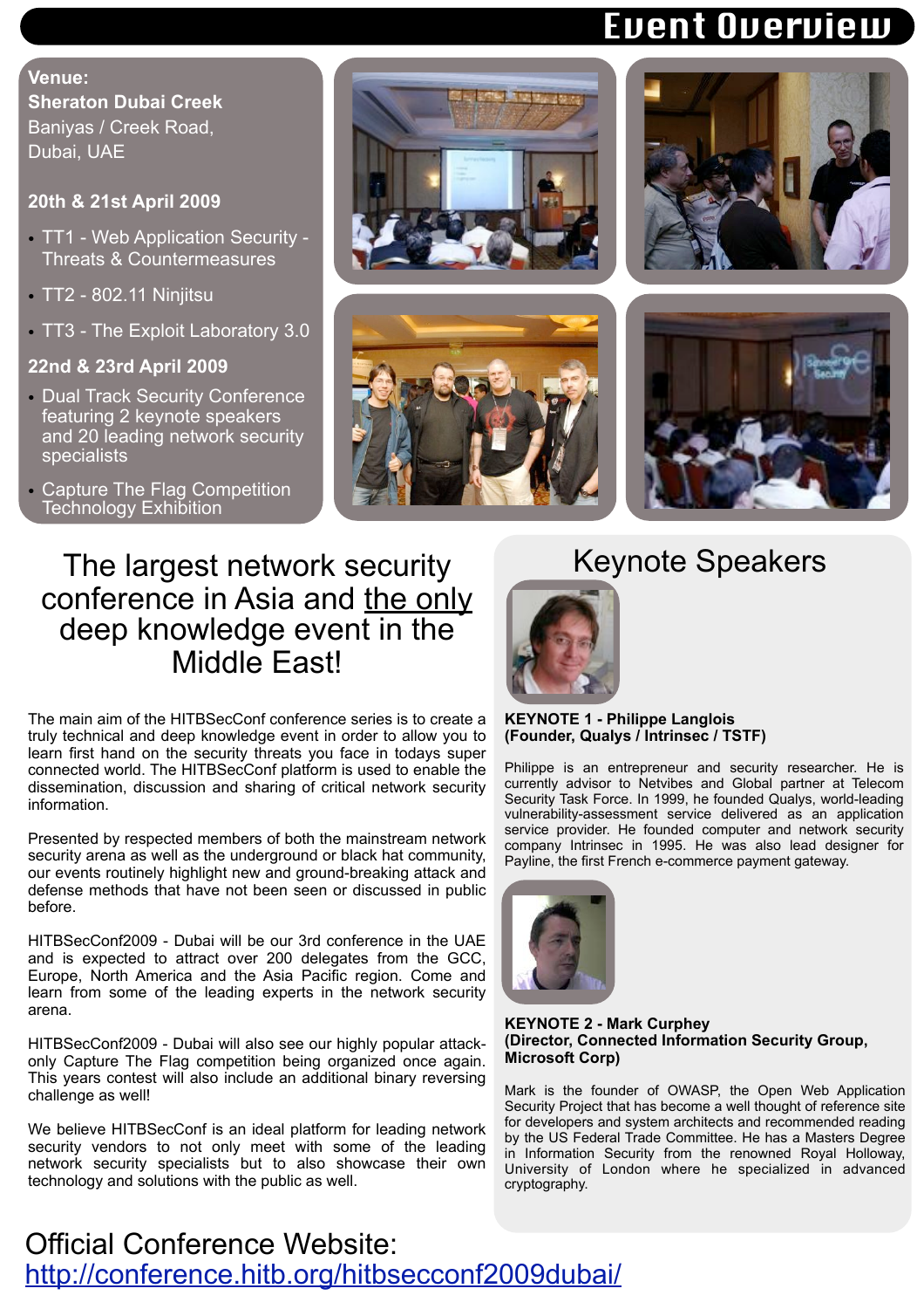# Event Overview

**Venue:**
**Sheraton Dubai Creek**
Baniyas / Creek Road,
Dubai, UAE

**20th & 21st April 2009**

- TT1 - Web Application Security - Threats & Countermeasures
- TT2 - 802.11 Ninjitsu
- TT3 - The Exploit Laboratory 3.0

**22nd & 23rd April 2009**

- Dual Track Security Conference featuring 2 keynote speakers and 20 leading network security specialists
- Capture The Flag Competition Technology Exhibition

## The largest network security conference in Asia and the only deep knowledge event in the Middle East!

The main aim of the HITBSecConf conference series is to create a truly technical and deep knowledge event in order to allow you to learn first hand on the security threats you face in todays super connected world. The HITBSecConf platform is used to enable the dissemination, discussion and sharing of critical network security information.

Presented by respected members of both the mainstream network security arena as well as the underground or black hat community, our events routinely highlight new and ground-breaking attack and defense methods that have not been seen or discussed in public before.

HITBSecConf2009 - Dubai will be our 3rd conference in the UAE and is expected to attract over 200 delegates from the GCC, Europe, North America and the Asia Pacific region. Come and learn from some of the leading experts in the network security arena.

HITBSecConf2009 - Dubai will also see our highly popular attack-only Capture The Flag competition being organized once again. This years contest will also include an additional binary reversing challenge as well!

We believe HITBSecConf is an ideal platform for leading network security vendors to not only meet with some of the leading network security specialists but to also showcase their own technology and solutions with the public as well.

## Keynote Speakers

**KEYNOTE 1 - Philippe Langlois**
**(Founder, Qualys / Intrinsec / TSTF)**

Philippe is an entrepreneur and security researcher. He is currently advisor to Netvibes and Global partner at Telecom Security Task Force. In 1999, he founded Qualys, world-leading vulnerability-assessment service delivered as an application service provider. He founded computer and network security company Intrinsec in 1995. He was also lead designer for Payline, the first French e-commerce payment gateway.

**KEYNOTE 2 - Mark Curphey**
**(Director, Connected Information Security Group, Microsoft Corp)**

Mark is the founder of OWASP, the Open Web Application Security Project that has become a well thought of reference site for developers and system architects and recommended reading by the US Federal Trade Committee. He has a Masters Degree in Information Security from the renowned Royal Holloway, University of London where he specialized in advanced cryptography.

Official Conference Website:
http://conference.hitb.org/hitbsecconf2009dubai/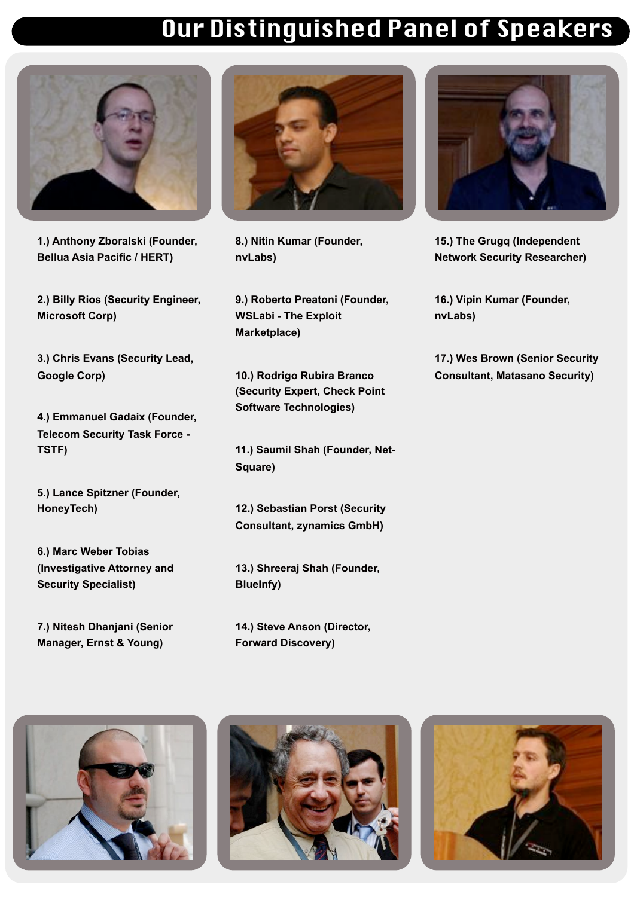# Our Distinguished Panel of Speakers

1.) Anthony Zboralski (Founder, Bellua Asia Pacific / HERT)

2.) Billy Rios (Security Engineer, Microsoft Corp)

3.) Chris Evans (Security Lead, Google Corp)

4.) Emmanuel Gadaix (Founder, Telecom Security Task Force - TSTF)

5.) Lance Spitzner (Founder, HoneyTech)

6.) Marc Weber Tobias (Investigative Attorney and Security Specialist)

7.) Nitesh Dhanjani (Senior Manager, Ernst & Young)

8.) Nitin Kumar (Founder, nvLabs)

9.) Roberto Preatoni (Founder, WSLabi - The Exploit Marketplace)

10.) Rodrigo Rubira Branco (Security Expert, Check Point Software Technologies)

11.) Saumil Shah (Founder, Net-Square)

12.) Sebastian Porst (Security Consultant, zynamics GmbH)

13.) Shreeraj Shah (Founder, BlueInfy)

14.) Steve Anson (Director, Forward Discovery)

15.) The Grugq (Independent Network Security Researcher)

16.) Vipin Kumar (Founder, nvLabs)

17.) Wes Brown (Senior Security Consultant, Matasano Security)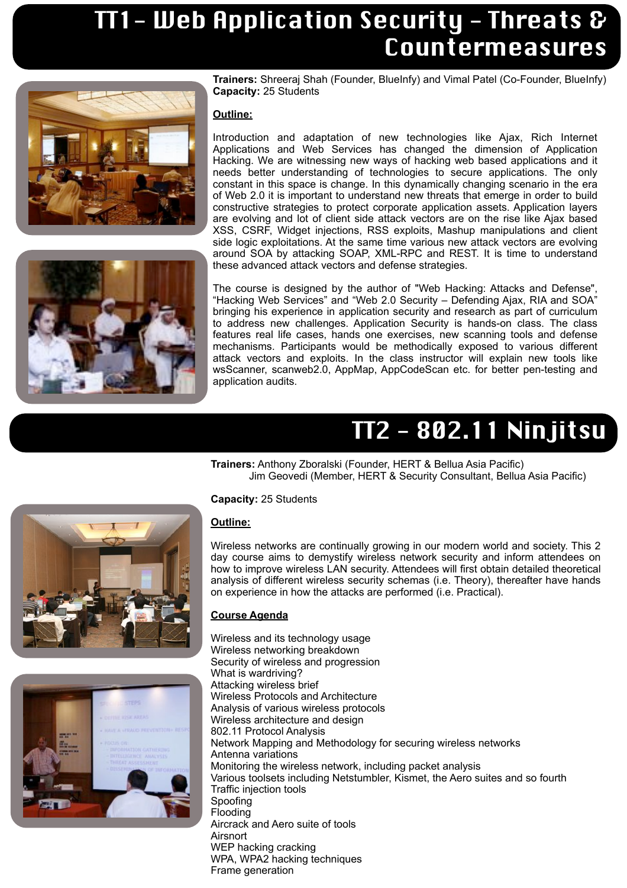# TT1 - Web Application Security - Threats & Countermeasures

**Trainers:** Shreeraj Shah (Founder, BlueInfy) and Vimal Patel (Co-Founder, BlueInfy)
**Capacity:** 25 Students

**Outline:**

Introduction and adaptation of new technologies like Ajax, Rich Internet Applications and Web Services has changed the dimension of Application Hacking. We are witnessing new ways of hacking web based applications and it needs better understanding of technologies to secure applications. The only constant in this space is change. In this dynamically changing scenario in the era of Web 2.0 it is important to understand new threats that emerge in order to build constructive strategies to protect corporate application assets. Application layers are evolving and lot of client side attack vectors are on the rise like Ajax based XSS, CSRF, Widget injections, RSS exploits, Mashup manipulations and client side logic exploitations. At the same time various new attack vectors are evolving around SOA by attacking SOAP, XML-RPC and REST. It is time to understand these advanced attack vectors and defense strategies.

The course is designed by the author of "Web Hacking: Attacks and Defense", "Hacking Web Services" and "Web 2.0 Security – Defending Ajax, RIA and SOA" bringing his experience in application security and research as part of curriculum to address new challenges. Application Security is hands-on class. The class features real life cases, hands one exercises, new scanning tools and defense mechanisms. Participants would be methodically exposed to various different attack vectors and exploits. In the class instructor will explain new tools like wsScanner, scanweb2.0, AppMap, AppCodeScan etc. for better pen-testing and application audits.

# TT2 - 802.11 Ninjitsu

**Trainers:** Anthony Zboralski (Founder, HERT & Bellua Asia Pacific)
Jim Geovedi (Member, HERT & Security Consultant, Bellua Asia Pacific)

**Capacity:** 25 Students

**Outline:**

Wireless networks are continually growing in our modern world and society. This 2 day course aims to demystify wireless network security and inform attendees on how to improve wireless LAN security. Attendees will first obtain detailed theoretical analysis of different wireless security schemas (i.e. Theory), thereafter have hands on experience in how the attacks are performed (i.e. Practical).

**Course Agenda**

Wireless and its technology usage
Wireless networking breakdown
Security of wireless and progression
What is wardriving?
Attacking wireless brief
Wireless Protocols and Architecture
Analysis of various wireless protocols
Wireless architecture and design
802.11 Protocol Analysis
Network Mapping and Methodology for securing wireless networks
Antenna variations
Monitoring the wireless network, including packet analysis
Various toolsets including Netstumbler, Kismet, the Aero suites and so fourth
Traffic injection tools
Spoofing
Flooding
Aircrack and Aero suite of tools
Airsnort
WEP hacking cracking
WPA, WPA2 hacking techniques
Frame generation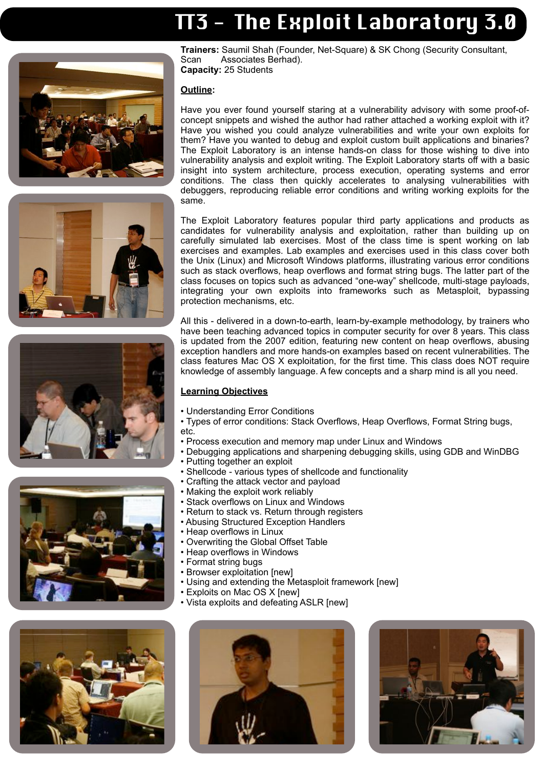# TT3 – The Exploit Laboratory 3.0

**Trainers:** Saumil Shah (Founder, Net-Square) & SK Chong (Security Consultant, Scan Associates Berhad).
**Capacity:** 25 Students

**Outline:**

Have you ever found yourself staring at a vulnerability advisory with some proof-of-concept snippets and wished the author had rather attached a working exploit with it? Have you wished you could analyze vulnerabilities and write your own exploits for them? Have you wanted to debug and exploit custom built applications and binaries? The Exploit Laboratory is an intense hands-on class for those wishing to dive into vulnerability analysis and exploit writing. The Exploit Laboratory starts off with a basic insight into system architecture, process execution, operating systems and error conditions. The class then quickly accelerates to analysing vulnerabilities with debuggers, reproducing reliable error conditions and writing working exploits for the same.

The Exploit Laboratory features popular third party applications and products as candidates for vulnerability analysis and exploitation, rather than building up on carefully simulated lab exercises. Most of the class time is spent working on lab exercises and examples. Lab examples and exercises used in this class cover both the Unix (Linux) and Microsoft Windows platforms, illustrating various error conditions such as stack overflows, heap overflows and format string bugs. The latter part of the class focuses on topics such as advanced “one-way” shellcode, multi-stage payloads, integrating your own exploits into frameworks such as Metasploit, bypassing protection mechanisms, etc.

All this - delivered in a down-to-earth, learn-by-example methodology, by trainers who have been teaching advanced topics in computer security for over 8 years. This class is updated from the 2007 edition, featuring new content on heap overflows, abusing exception handlers and more hands-on examples based on recent vulnerabilities. The class features Mac OS X exploitation, for the first time. This class does NOT require knowledge of assembly language. A few concepts and a sharp mind is all you need.

**Learning Objectives**

- Understanding Error Conditions
- Types of error conditions: Stack Overflows, Heap Overflows, Format String bugs, etc.
- Process execution and memory map under Linux and Windows
- Debugging applications and sharpening debugging skills, using GDB and WinDBG
- Putting together an exploit
- Shellcode - various types of shellcode and functionality
- Crafting the attack vector and payload
- Making the exploit work reliably
- Stack overflows on Linux and Windows
- Return to stack vs. Return through registers
- Abusing Structured Exception Handlers
- Heap overflows in Linux
- Overwriting the Global Offset Table
- Heap overflows in Windows
- Format string bugs
- Browser exploitation [new]
- Using and extending the Metasploit framework [new]
- Exploits on Mac OS X [new]
- Vista exploits and defeating ASLR [new]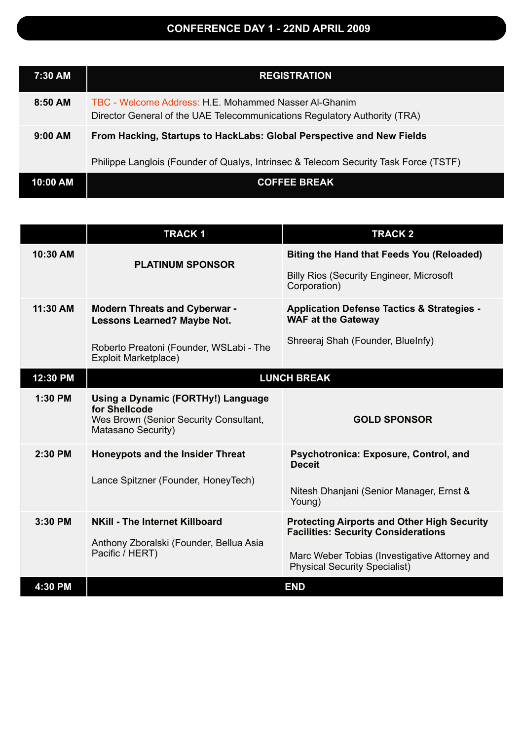# CONFERENCE DAY 1 - 22ND APRIL 2009

| | |
|---|---|
| **7:30 AM** | **REGISTRATION** |
| **8:50 AM** | TBC - Welcome Address: H.E. Mohammed Nasser Al-Ghanim<br>Director General of the UAE Telecommunications Regulatory Authority (TRA) |
| **9:00 AM** | **From Hacking, Startups to HackLabs: Global Perspective and New Fields**<br><br>Philippe Langlois (Founder of Qualys, Intrinsec & Telecom Security Task Force (TSTF) |
| **10:00 AM** | **COFFEE BREAK** |

| | TRACK 1 | TRACK 2 |
|---|---|---|
| **10:30 AM** | **PLATINUM SPONSOR** | **Biting the Hand that Feeds You (Reloaded)**<br><br>Billy Rios (Security Engineer, Microsoft Corporation) |
| **11:30 AM** | **Modern Threats and Cyberwar - Lessons Learned? Maybe Not.**<br><br>Roberto Preatoni (Founder, WSLabi - The Exploit Marketplace) | **Application Defense Tactics & Strategies - WAF at the Gateway**<br><br>Shreeraj Shah (Founder, BlueInfy) |
| **12:30 PM** | **LUNCH BREAK** | |
| **1:30 PM** | **Using a Dynamic (FORTHy!) Language for Shellcode**<br>Wes Brown (Senior Security Consultant, Matasano Security) | **GOLD SPONSOR** |
| **2:30 PM** | **Honeypots and the Insider Threat**<br><br>Lance Spitzner (Founder, HoneyTech) | **Psychotronica: Exposure, Control, and Deceit**<br><br>Nitesh Dhanjani (Senior Manager, Ernst & Young) |
| **3:30 PM** | **NKill - The Internet Killboard**<br><br>Anthony Zboralski (Founder, Bellua Asia Pacific / HERT) | **Protecting Airports and Other High Security Facilities: Security Considerations**<br><br>Marc Weber Tobias (Investigative Attorney and Physical Security Specialist) |
| **4:30 PM** | **END** | |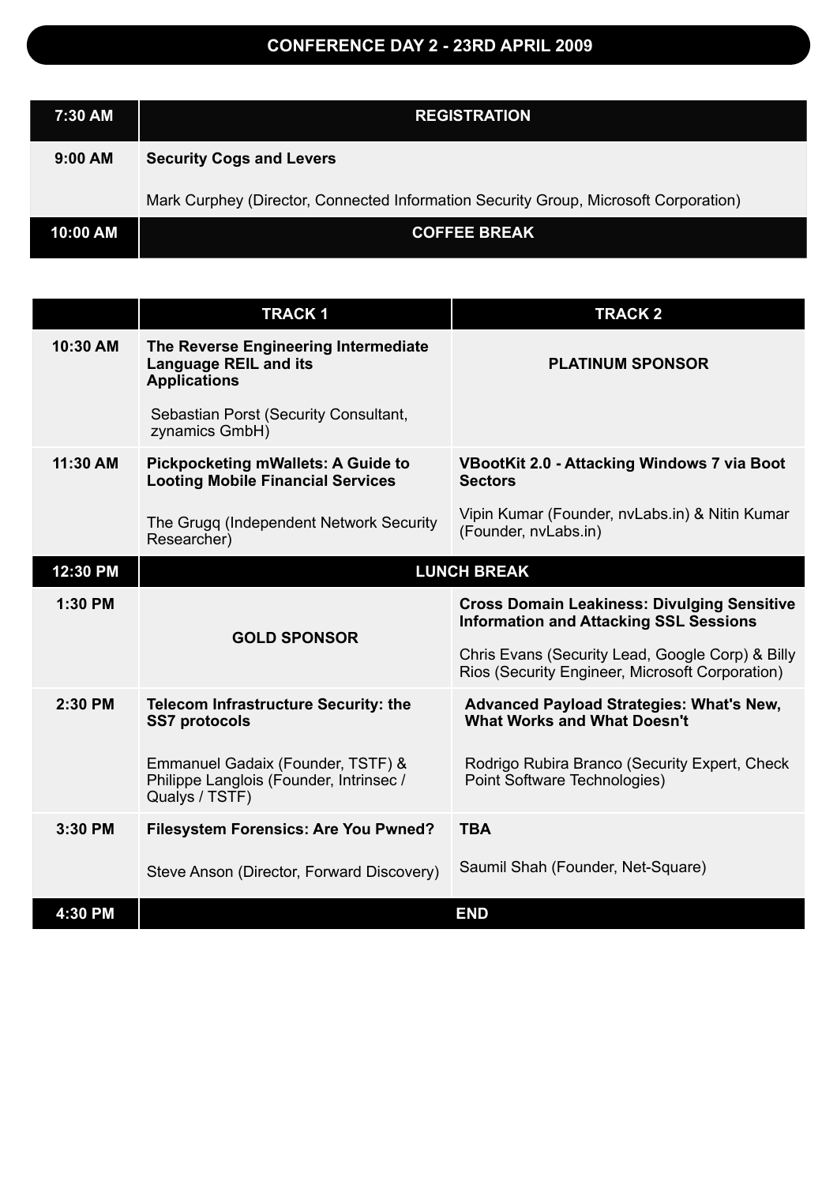## CONFERENCE DAY 2 - 23RD APRIL 2009

| | |
|---|---|
| **7:30 AM** | **REGISTRATION** |
| **9:00 AM** | **Security Cogs and Levers**<br><br>Mark Curphey (Director, Connected Information Security Group, Microsoft Corporation) |
| **10:00 AM** | **COFFEE BREAK** |

| | TRACK 1 | TRACK 2 |
|---|---|---|
| **10:30 AM** | **The Reverse Engineering Intermediate Language REIL and its Applications**<br><br>Sebastian Porst (Security Consultant, zynamics GmbH) | **PLATINUM SPONSOR** |
| **11:30 AM** | **Pickpocketing mWallets: A Guide to Looting Mobile Financial Services**<br><br>The Grugq (Independent Network Security Researcher) | **VBootKit 2.0 - Attacking Windows 7 via Boot Sectors**<br><br>Vipin Kumar (Founder, nvLabs.in) & Nitin Kumar (Founder, nvLabs.in) |
| **12:30 PM** | **LUNCH BREAK** | |
| **1:30 PM** | **GOLD SPONSOR** | **Cross Domain Leakiness: Divulging Sensitive Information and Attacking SSL Sessions**<br><br>Chris Evans (Security Lead, Google Corp) & Billy Rios (Security Engineer, Microsoft Corporation) |
| **2:30 PM** | **Telecom Infrastructure Security: the SS7 protocols**<br><br>Emmanuel Gadaix (Founder, TSTF) & Philippe Langlois (Founder, Intrinsec / Qualys / TSTF) | **Advanced Payload Strategies: What's New, What Works and What Doesn't**<br><br>Rodrigo Rubira Branco (Security Expert, Check Point Software Technologies) |
| **3:30 PM** | **Filesystem Forensics: Are You Pwned?**<br><br>Steve Anson (Director, Forward Discovery) | **TBA**<br><br>Saumil Shah (Founder, Net-Square) |
| **4:30 PM** | **END** | |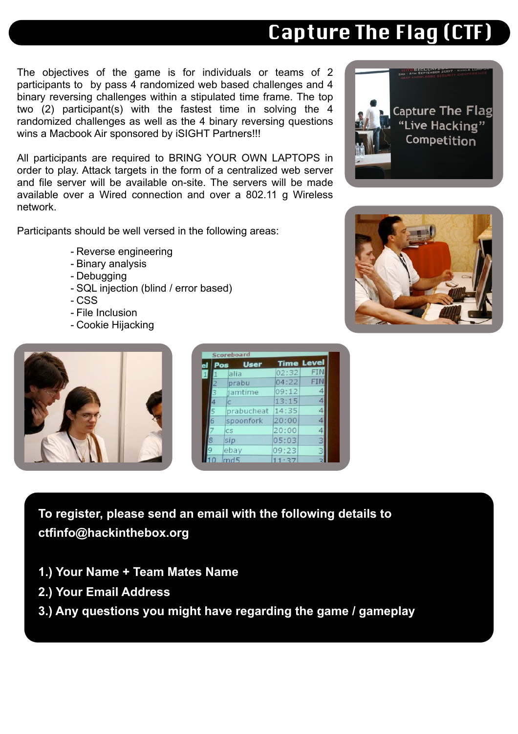# Capture The Flag (CTF)

The objectives of the game is for individuals or teams of 2 participants to by pass 4 randomized web based challenges and 4 binary reversing challenges within a stipulated time frame. The top two (2) participant(s) with the fastest time in solving the 4 randomized challenges as well as the 4 binary reversing questions wins a Macbook Air sponsored by iSIGHT Partners!!!

All participants are required to BRING YOUR OWN LAPTOPS in order to play. Attack targets in the form of a centralized web server and file server will be available on-site. The servers will be made available over a Wired connection and over a 802.11 g Wireless network.

Participants should be well versed in the following areas:

- Reverse engineering
- Binary analysis
- Debugging
- SQL injection (blind / error based)
- CSS
- File Inclusion
- Cookie Hijacking

**To register, please send an email with the following details to ctfinfo@hackinthebox.org**

**1.) Your Name + Team Mates Name**

**2.) Your Email Address**

**3.) Any questions you might have regarding the game / gameplay**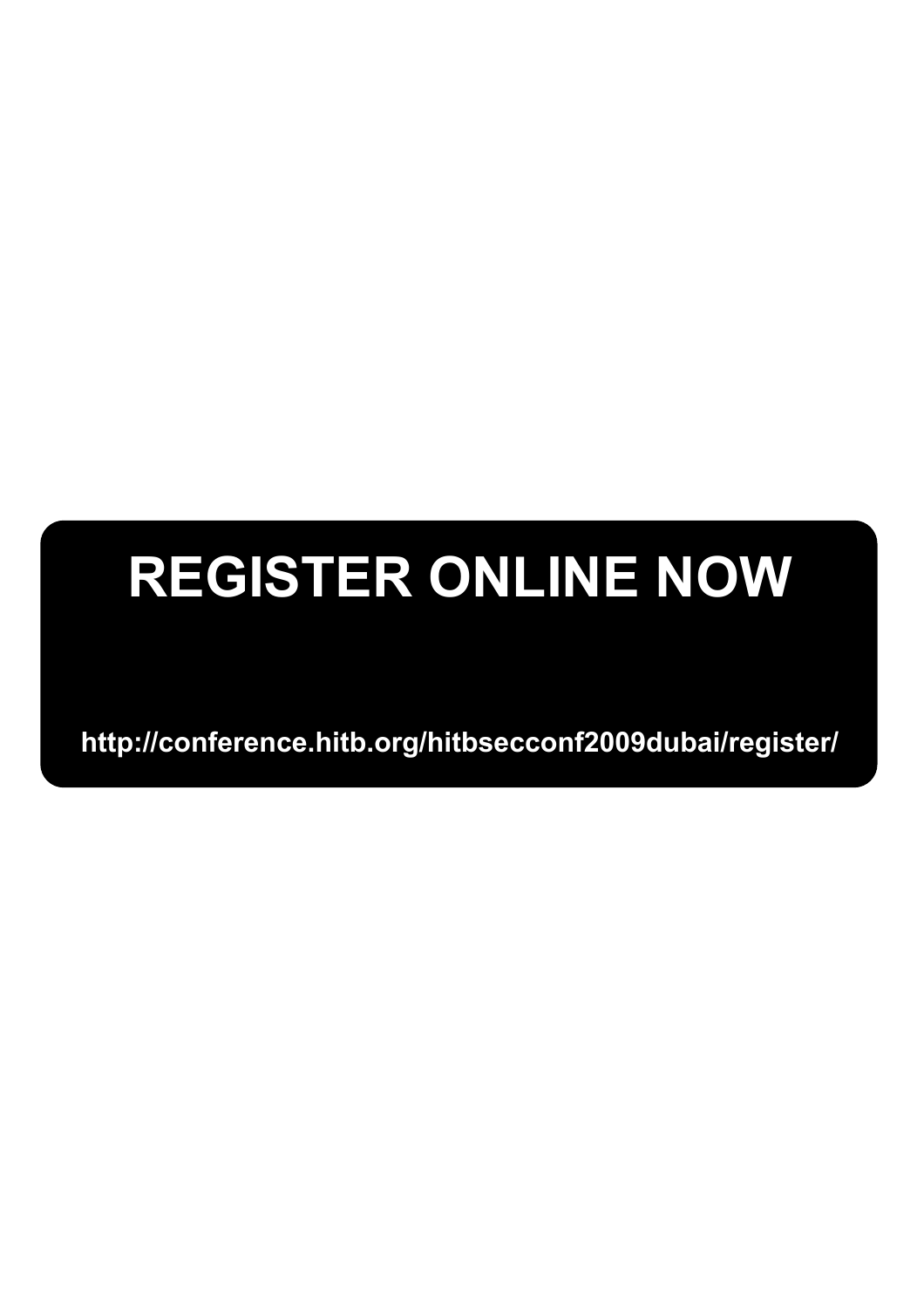# REGISTER ONLINE NOW

**http://conference.hitb.org/hitbsecconf2009dubai/register/**